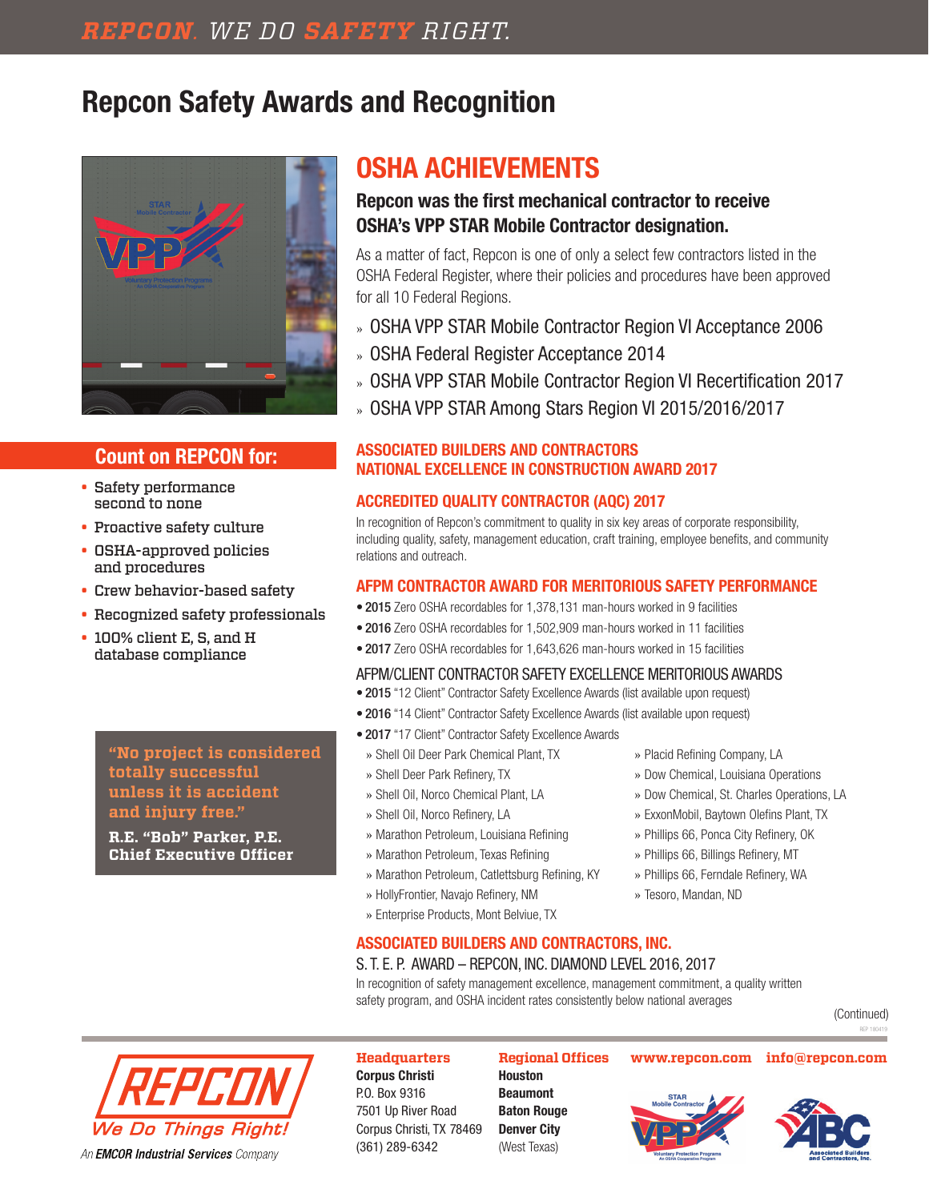REPCON. WE DO SAFETY RIGHT.

# Repcon Safety Awards and Recognition

## Count on REPCON for:

- Safety performance second to none
- Proactive safety culture
- OSHA-approved policies and procedures
- Crew behavior-based safety
- Recognized safety professionals
- 100% client E, S, and H database compliance

> **"No project is considered totally successful unless it is accident and injury free."**
>
> **R.E. "Bob" Parker, P.E.**
> **Chief Executive Officer**

## OSHA ACHIEVEMENTS

### Repcon was the first mechanical contractor to receive OSHA's VPP STAR Mobile Contractor designation.

As a matter of fact, Repcon is one of only a select few contractors listed in the OSHA Federal Register, where their policies and procedures have been approved for all 10 Federal Regions.

- OSHA VPP STAR Mobile Contractor Region VI Acceptance 2006
- OSHA Federal Register Acceptance 2014
- OSHA VPP STAR Mobile Contractor Region VI Recertification 2017
- OSHA VPP STAR Among Stars Region VI 2015/2016/2017

### ASSOCIATED BUILDERS AND CONTRACTORS NATIONAL EXCELLENCE IN CONSTRUCTION AWARD 2017

### ACCREDITED QUALITY CONTRACTOR (AQC) 2017

In recognition of Repcon's commitment to quality in six key areas of corporate responsibility, including quality, safety, management education, craft training, employee benefits, and community relations and outreach.

### AFPM CONTRACTOR AWARD FOR MERITORIOUS SAFETY PERFORMANCE

- **2015** Zero OSHA recordables for 1,378,131 man-hours worked in 9 facilities
- **2016** Zero OSHA recordables for 1,502,909 man-hours worked in 11 facilities
- **2017** Zero OSHA recordables for 1,643,626 man-hours worked in 15 facilities

AFPM/CLIENT CONTRACTOR SAFETY EXCELLENCE MERITORIOUS AWARDS

- **2015** "12 Client" Contractor Safety Excellence Awards (list available upon request)
- **2016** "14 Client" Contractor Safety Excellence Awards (list available upon request)
- **2017** "17 Client" Contractor Safety Excellence Awards
  - Shell Oil Deer Park Chemical Plant, TX
  - Shell Deer Park Refinery, TX
  - Shell Oil, Norco Chemical Plant, LA
  - Shell Oil, Norco Refinery, LA
  - Marathon Petroleum, Louisiana Refining
  - Marathon Petroleum, Texas Refining
  - Marathon Petroleum, Catlettsburg Refining, KY
  - HollyFrontier, Navajo Refinery, NM
  - Enterprise Products, Mont Belviue, TX
  - Placid Refining Company, LA
  - Dow Chemical, Louisiana Operations
  - Dow Chemical, St. Charles Operations, LA
  - ExxonMobil, Baytown Olefins Plant, TX
  - Phillips 66, Ponca City Refinery, OK
  - Phillips 66, Billings Refinery, MT
  - Phillips 66, Ferndale Refinery, WA
  - Tesoro, Mandan, ND

### ASSOCIATED BUILDERS AND CONTRACTORS, INC.

S. T. E. P. AWARD – REPCON, INC. DIAMOND LEVEL 2016, 2017

In recognition of safety management excellence, management commitment, a quality written safety program, and OSHA incident rates consistently below national averages

(Continued)

REPCON — We Do Things Right!
An **EMCOR Industrial Services** Company

**Headquarters**
**Corpus Christi**
P.O. Box 9316
7501 Up River Road
Corpus Christi, TX 78469
(361) 289-6342

**Regional Offices**
**Houston**
**Beaumont**
**Baton Rouge**
**Denver City**
(West Texas)

**www.repcon.com** **info@repcon.com**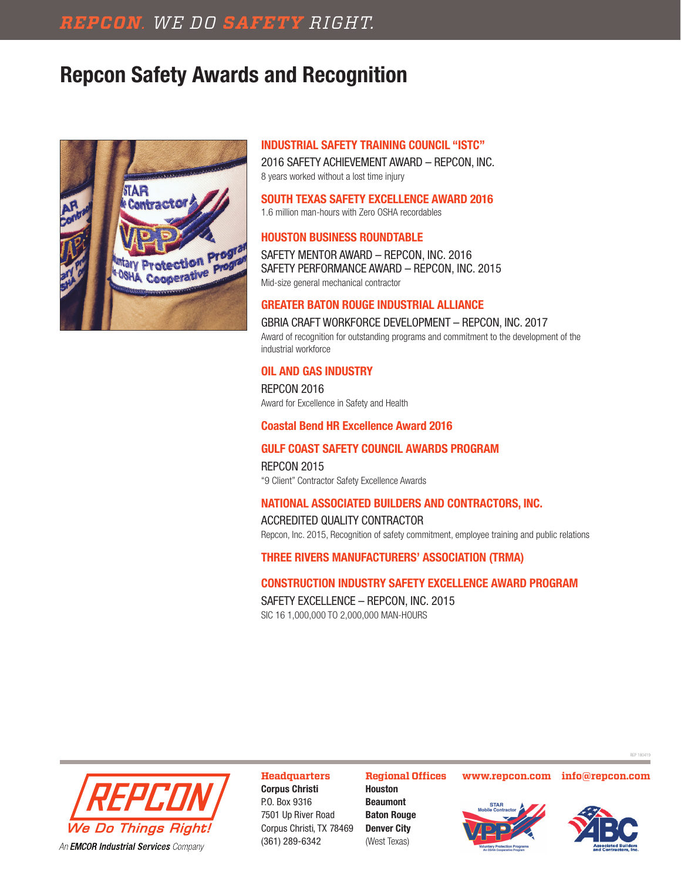REPCON. WE DO SAFETY RIGHT.

# Repcon Safety Awards and Recognition

### INDUSTRIAL SAFETY TRAINING COUNCIL "ISTC"

2016 SAFETY ACHIEVEMENT AWARD – REPCON, INC.

8 years worked without a lost time injury

### SOUTH TEXAS SAFETY EXCELLENCE AWARD 2016

1.6 million man-hours with Zero OSHA recordables

### HOUSTON BUSINESS ROUNDTABLE

SAFETY MENTOR AWARD – REPCON, INC. 2016

SAFETY PERFORMANCE AWARD – REPCON, INC. 2015

Mid-size general mechanical contractor

### GREATER BATON ROUGE INDUSTRIAL ALLIANCE

GBRIA CRAFT WORKFORCE DEVELOPMENT – REPCON, INC. 2017

Award of recognition for outstanding programs and commitment to the development of the industrial workforce

### OIL AND GAS INDUSTRY

REPCON 2016

Award for Excellence in Safety and Health

### Coastal Bend HR Excellence Award 2016

### GULF COAST SAFETY COUNCIL AWARDS PROGRAM

REPCON 2015

"9 Client" Contractor Safety Excellence Awards

### NATIONAL ASSOCIATED BUILDERS AND CONTRACTORS, INC.

ACCREDITED QUALITY CONTRACTOR

Repcon, Inc. 2015, Recognition of safety commitment, employee training and public relations

### THREE RIVERS MANUFACTURERS' ASSOCIATION (TRMA)

### CONSTRUCTION INDUSTRY SAFETY EXCELLENCE AWARD PROGRAM

SAFETY EXCELLENCE – REPCON, INC. 2015

SIC 16 1,000,000 TO 2,000,000 MAN-HOURS

REP 180419

REPCON
*We Do Things Right!*
An **EMCOR Industrial Services** Company

**Headquarters**
**Corpus Christi**
P.O. Box 9316
7501 Up River Road
Corpus Christi, TX 78469
(361) 289-6342

**Regional Offices**
**Houston**
**Beaumont**
**Baton Rouge**
**Denver City**
(West Texas)

www.repcon.com info@repcon.com